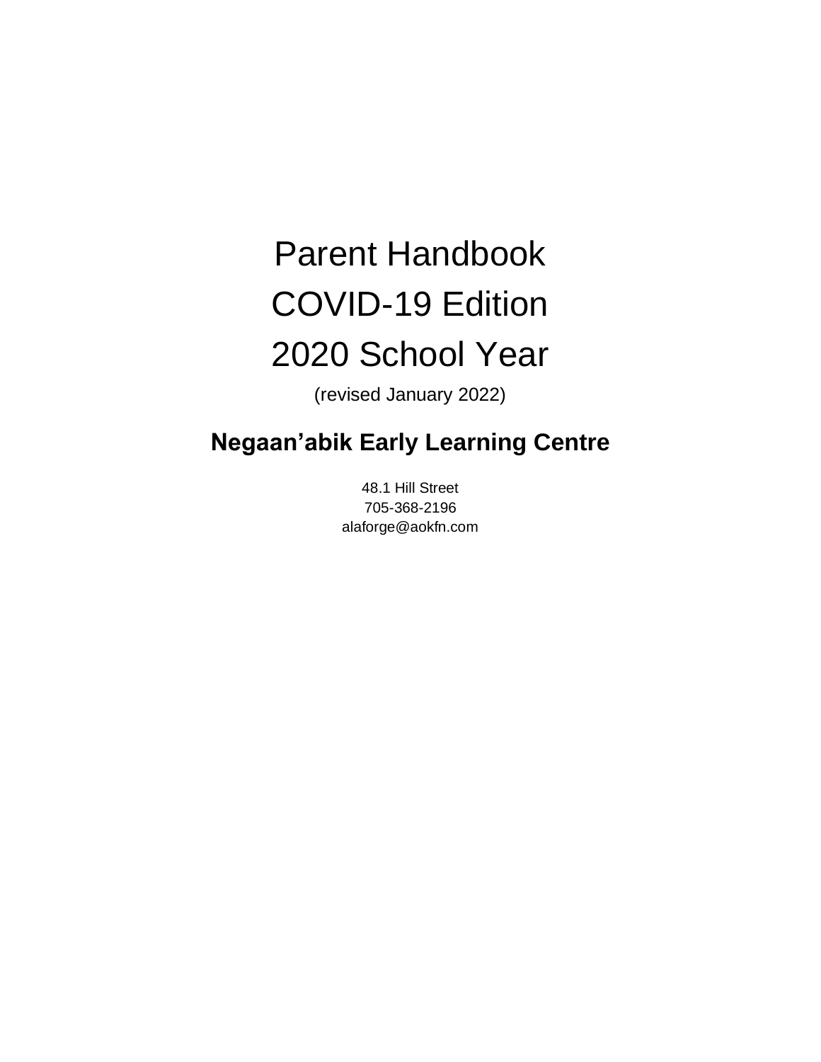# Parent Handbook

# COVID-19 Edition

# 2020 School Year

(revised January 2022)

## **Negaan'abik Early Learning Centre**

48.1 Hill Street
705-368-2196
alaforge@aokfn.com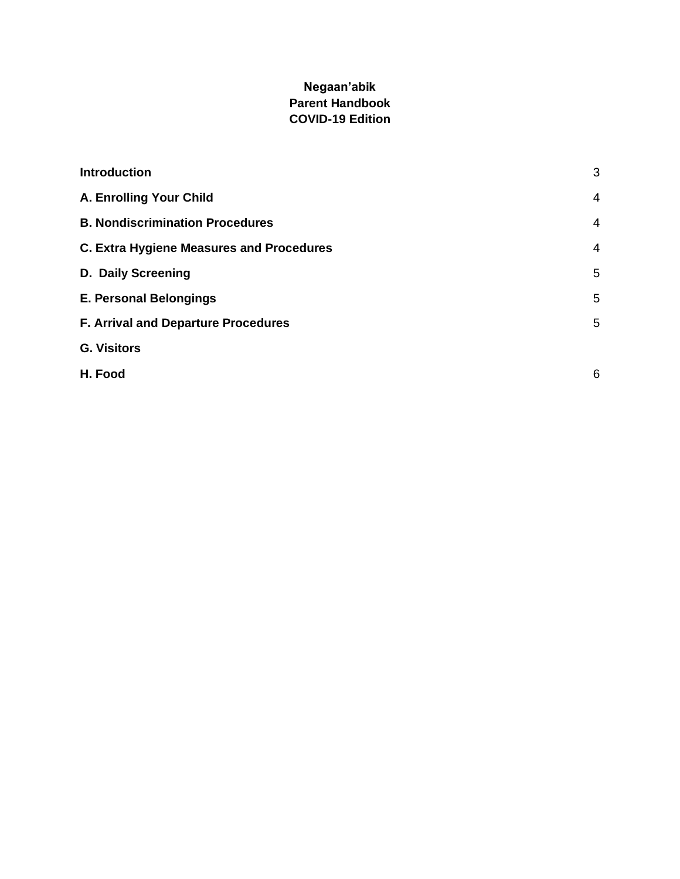**Negaan'abik**
**Parent Handbook**
**COVID-19 Edition**

| | |
|---|---|
| **Introduction** | 3 |
| **A. Enrolling Your Child** | 4 |
| **B. Nondiscrimination Procedures** | 4 |
| **C. Extra Hygiene Measures and Procedures** | 4 |
| **D. Daily Screening** | 5 |
| **E. Personal Belongings** | 5 |
| **F. Arrival and Departure Procedures** | 5 |
| **G. Visitors** | |
| **H. Food** | 6 |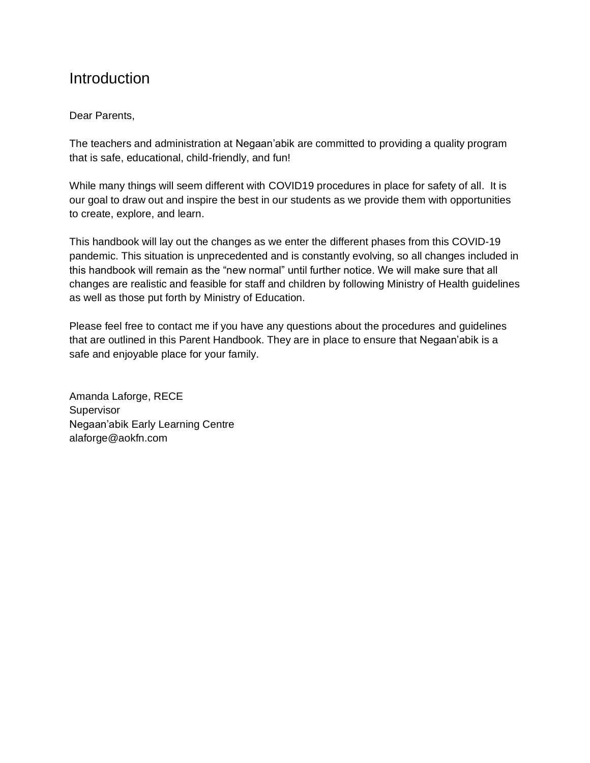# Introduction

Dear Parents,

The teachers and administration at Negaan'abik are committed to providing a quality program that is safe, educational, child-friendly, and fun!

While many things will seem different with COVID19 procedures in place for safety of all. It is our goal to draw out and inspire the best in our students as we provide them with opportunities to create, explore, and learn.

This handbook will lay out the changes as we enter the different phases from this COVID-19 pandemic. This situation is unprecedented and is constantly evolving, so all changes included in this handbook will remain as the "new normal" until further notice. We will make sure that all changes are realistic and feasible for staff and children by following Ministry of Health guidelines as well as those put forth by Ministry of Education.

Please feel free to contact me if you have any questions about the procedures and guidelines that are outlined in this Parent Handbook. They are in place to ensure that Negaan'abik is a safe and enjoyable place for your family.

Amanda Laforge, RECE
Supervisor
Negaan'abik Early Learning Centre
alaforge@aokfn.com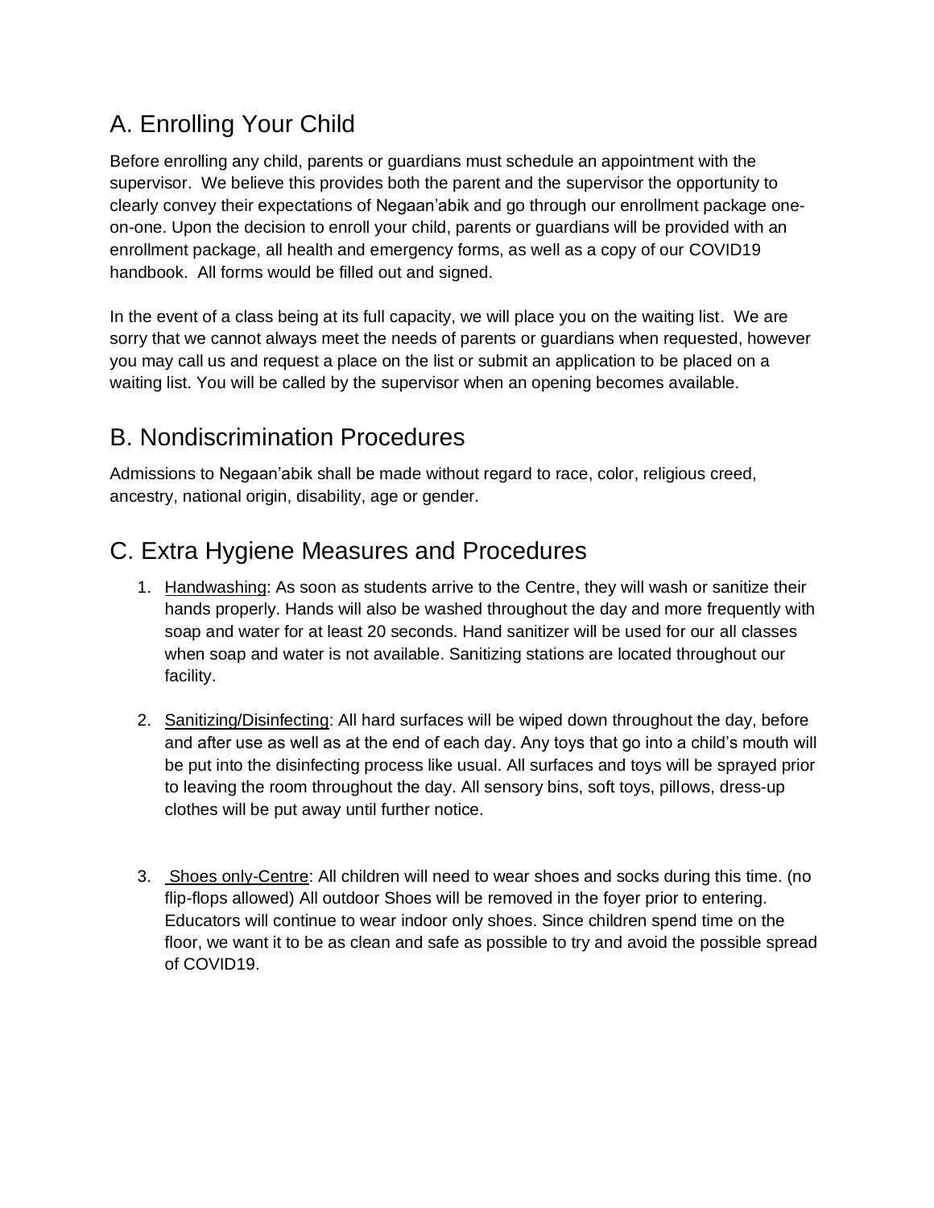## A. Enrolling Your Child

Before enrolling any child, parents or guardians must schedule an appointment with the supervisor. We believe this provides both the parent and the supervisor the opportunity to clearly convey their expectations of Negaan'abik and go through our enrollment package one-on-one. Upon the decision to enroll your child, parents or guardians will be provided with an enrollment package, all health and emergency forms, as well as a copy of our COVID19 handbook. All forms would be filled out and signed.

In the event of a class being at its full capacity, we will place you on the waiting list. We are sorry that we cannot always meet the needs of parents or guardians when requested, however you may call us and request a place on the list or submit an application to be placed on a waiting list. You will be called by the supervisor when an opening becomes available.

## B. Nondiscrimination Procedures

Admissions to Negaan'abik shall be made without regard to race, color, religious creed, ancestry, national origin, disability, age or gender.

## C. Extra Hygiene Measures and Procedures

1. <u>Handwashing</u>: As soon as students arrive to the Centre, they will wash or sanitize their hands properly. Hands will also be washed throughout the day and more frequently with soap and water for at least 20 seconds. Hand sanitizer will be used for our all classes when soap and water is not available. Sanitizing stations are located throughout our facility.

2. <u>Sanitizing/Disinfecting</u>: All hard surfaces will be wiped down throughout the day, before and after use as well as at the end of each day. Any toys that go into a child's mouth will be put into the disinfecting process like usual. All surfaces and toys will be sprayed prior to leaving the room throughout the day. All sensory bins, soft toys, pillows, dress-up clothes will be put away until further notice.

3. <u>Shoes only-Centre</u>: All children will need to wear shoes and socks during this time. (no flip-flops allowed) All outdoor Shoes will be removed in the foyer prior to entering. Educators will continue to wear indoor only shoes. Since children spend time on the floor, we want it to be as clean and safe as possible to try and avoid the possible spread of COVID19.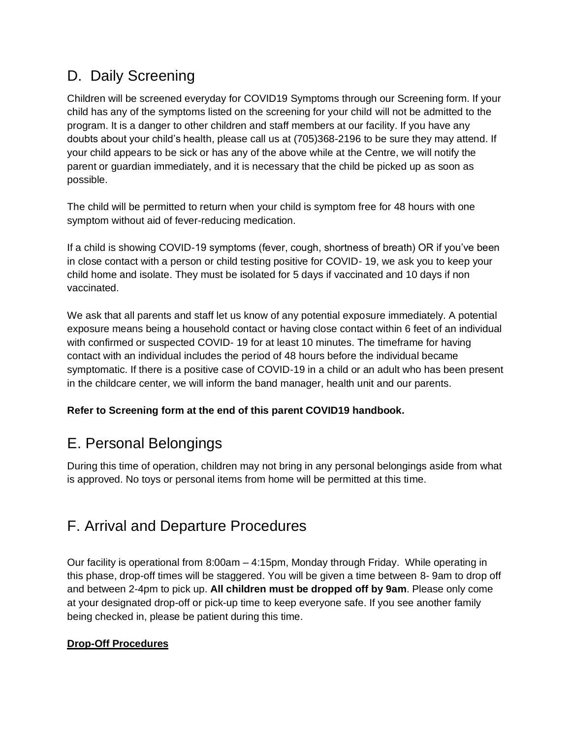## D. Daily Screening

Children will be screened everyday for COVID19 Symptoms through our Screening form. If your child has any of the symptoms listed on the screening for your child will not be admitted to the program. It is a danger to other children and staff members at our facility. If you have any doubts about your child's health, please call us at (705)368-2196 to be sure they may attend. If your child appears to be sick or has any of the above while at the Centre, we will notify the parent or guardian immediately, and it is necessary that the child be picked up as soon as possible.

The child will be permitted to return when your child is symptom free for 48 hours with one symptom without aid of fever-reducing medication.

If a child is showing COVID-19 symptoms (fever, cough, shortness of breath) OR if you've been in close contact with a person or child testing positive for COVID- 19, we ask you to keep your child home and isolate. They must be isolated for 5 days if vaccinated and 10 days if non vaccinated.

We ask that all parents and staff let us know of any potential exposure immediately. A potential exposure means being a household contact or having close contact within 6 feet of an individual with confirmed or suspected COVID- 19 for at least 10 minutes. The timeframe for having contact with an individual includes the period of 48 hours before the individual became symptomatic. If there is a positive case of COVID-19 in a child or an adult who has been present in the childcare center, we will inform the band manager, health unit and our parents.

**Refer to Screening form at the end of this parent COVID19 handbook.**

## E. Personal Belongings

During this time of operation, children may not bring in any personal belongings aside from what is approved. No toys or personal items from home will be permitted at this time.

## F. Arrival and Departure Procedures

Our facility is operational from 8:00am – 4:15pm, Monday through Friday. While operating in this phase, drop-off times will be staggered. You will be given a time between 8- 9am to drop off and between 2-4pm to pick up. **All children must be dropped off by 9am**. Please only come at your designated drop-off or pick-up time to keep everyone safe. If you see another family being checked in, please be patient during this time.

**Drop-Off Procedures**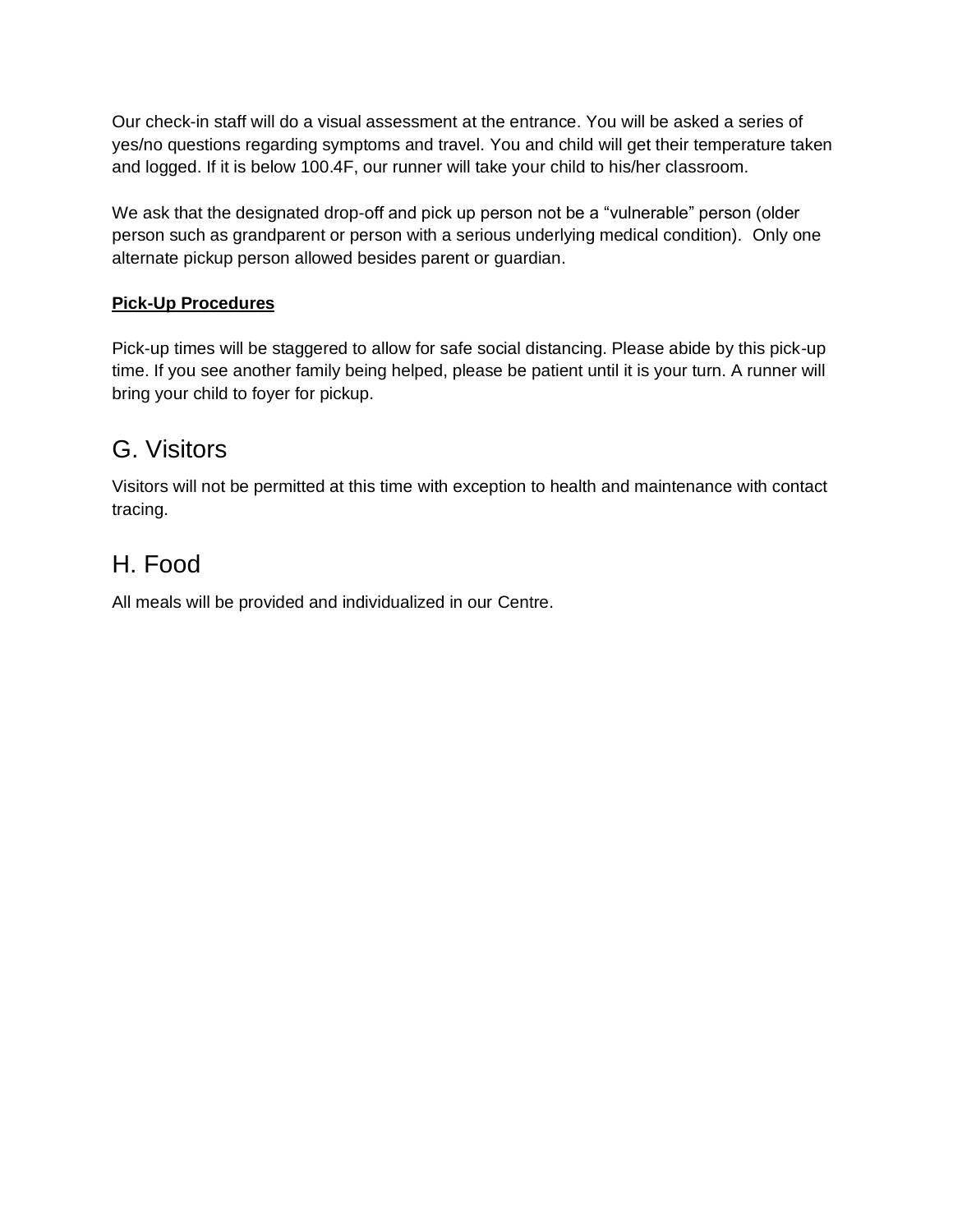Our check-in staff will do a visual assessment at the entrance. You will be asked a series of yes/no questions regarding symptoms and travel. You and child will get their temperature taken and logged. If it is below 100.4F, our runner will take your child to his/her classroom.

We ask that the designated drop-off and pick up person not be a "vulnerable" person (older person such as grandparent or person with a serious underlying medical condition). Only one alternate pickup person allowed besides parent or guardian.

**Pick-Up Procedures**

Pick-up times will be staggered to allow for safe social distancing. Please abide by this pick-up time. If you see another family being helped, please be patient until it is your turn. A runner will bring your child to foyer for pickup.

## G. Visitors

Visitors will not be permitted at this time with exception to health and maintenance with contact tracing.

## H. Food

All meals will be provided and individualized in our Centre.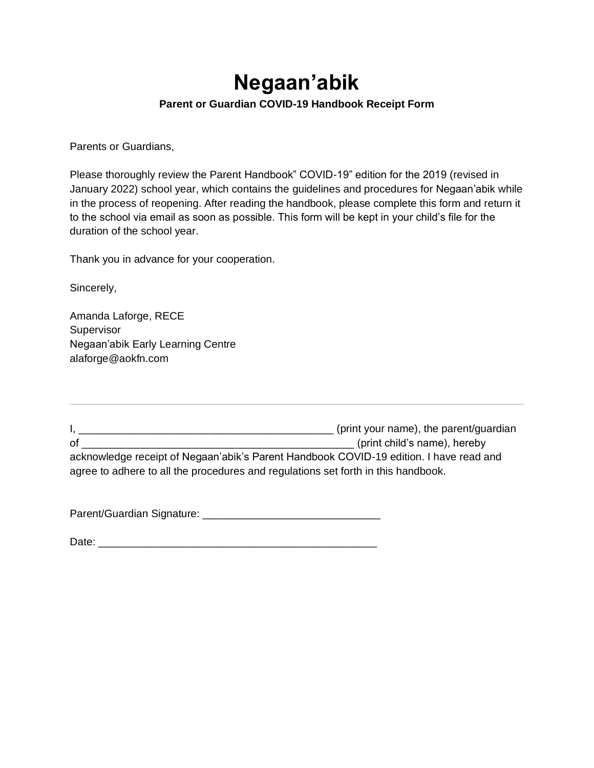# Negaan'abik

**Parent or Guardian COVID-19 Handbook Receipt Form**

Parents or Guardians,

Please thoroughly review the Parent Handbook" COVID-19" edition for the 2019 (revised in January 2022) school year, which contains the guidelines and procedures for Negaan'abik while in the process of reopening. After reading the handbook, please complete this form and return it to the school via email as soon as possible. This form will be kept in your child's file for the duration of the school year.

Thank you in advance for your cooperation.

Sincerely,

Amanda Laforge, RECE
Supervisor
Negaan'abik Early Learning Centre
alaforge@aokfn.com

---

I, ___________________________________________ (print your name), the parent/guardian of ______________________________________________ (print child's name), hereby acknowledge receipt of Negaan'abik's Parent Handbook COVID-19 edition. I have read and agree to adhere to all the procedures and regulations set forth in this handbook.

Parent/Guardian Signature: _____________________________

Date: _______________________________________________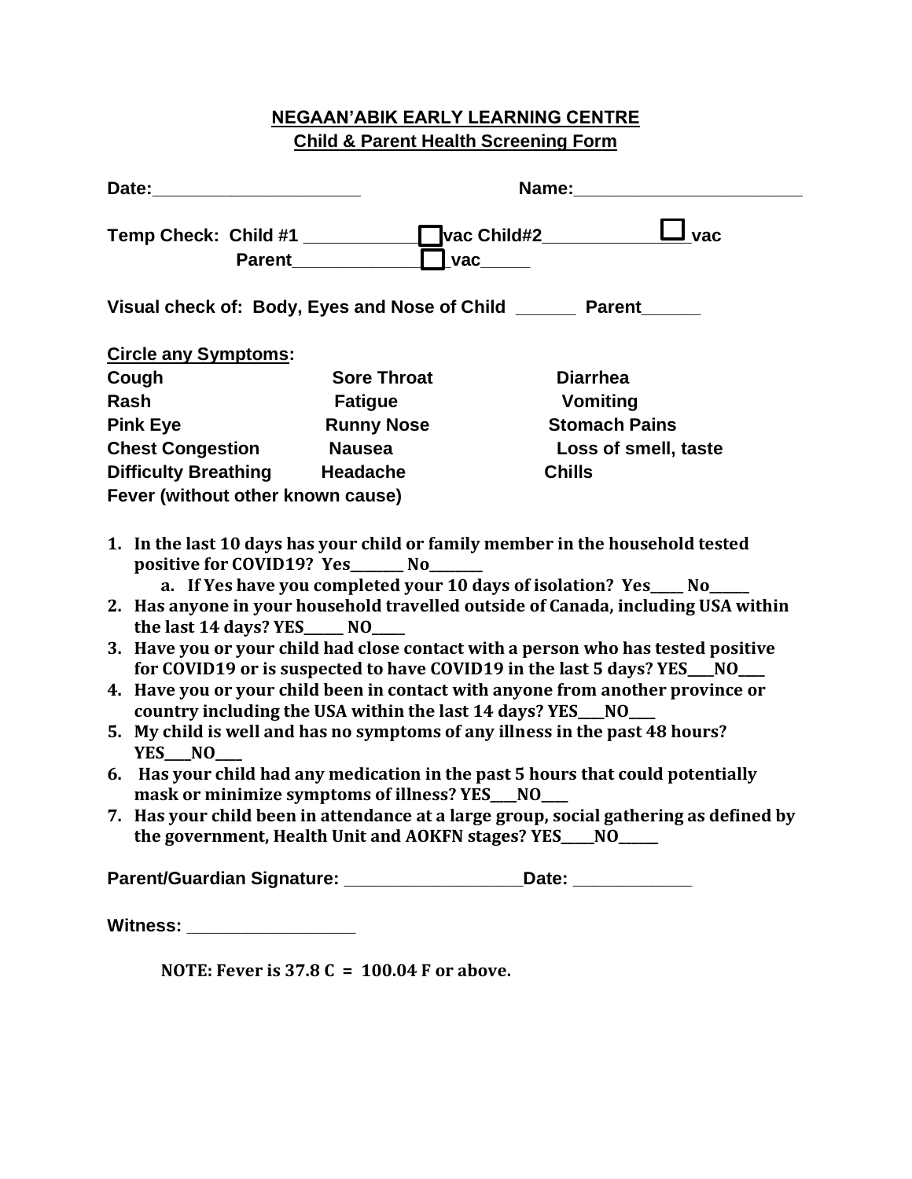**NEGAAN'ABIK EARLY LEARNING CENTRE**
**Child & Parent Health Screening Form**

**Date:**____________________ **Name:**______________________

**Temp Check: Child #1** __________ ☐ **vac Child#2**_____________ ☐ **vac**
**Parent**____________ ☐ **vac**_____

**Visual check of: Body, Eyes and Nose of Child** ______ **Parent**______

**Circle any Symptoms:**

| | | |
|---|---|---|
| **Cough** | **Sore Throat** | **Diarrhea** |
| **Rash** | **Fatigue** | **Vomiting** |
| **Pink Eye** | **Runny Nose** | **Stomach Pains** |
| **Chest Congestion** | **Nausea** | **Loss of smell, taste** |
| **Difficulty Breathing** | **Headache** | **Chills** |
| **Fever (without other known cause)** | | |

1. **In the last 10 days has your child or family member in the household tested positive for COVID19? Yes_______ No_______**
   a. **If Yes have you completed your 10 days of isolation? Yes____ No_____**
2. **Has anyone in your household travelled outside of Canada, including USA within the last 14 days? YES_____ NO____**
3. **Have you or your child had close contact with a person who has tested positive for COVID19 or is suspected to have COVID19 in the last 5 days? YES___NO___**
4. **Have you or your child been in contact with anyone from another province or country including the USA within the last 14 days? YES___NO___**
5. **My child is well and has no symptoms of any illness in the past 48 hours? YES___NO___**
6. **Has your child had any medication in the past 5 hours that could potentially mask or minimize symptoms of illness? YES___NO___**
7. **Has your child been in attendance at a large group, social gathering as defined by the government, Health Unit and AOKFN stages? YES____NO_____**

**Parent/Guardian Signature:** ___________________ **Date:** ____________

**Witness:** _________________

**NOTE: Fever is 37.8 C = 100.04 F or above.**